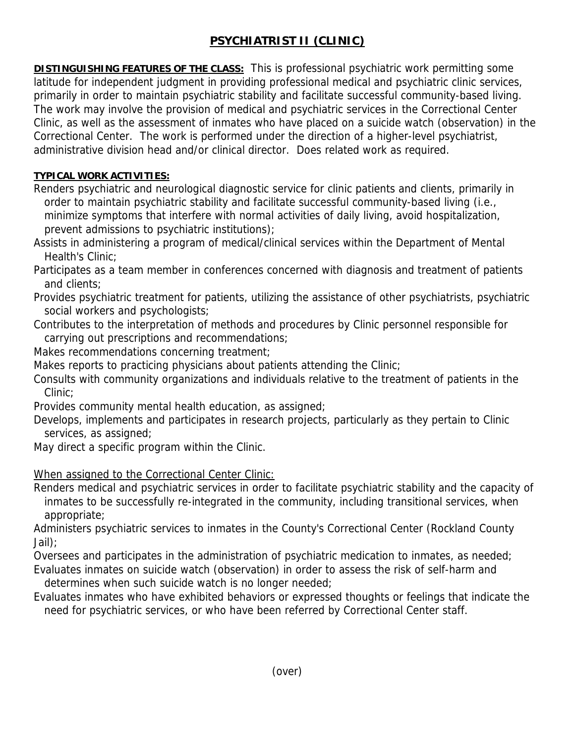# PSYCHIATRIST II (CLINIC)

**DISTINGUISHING FEATURES OF THE CLASS:** This is professional psychiatric work permitting some latitude for independent judgment in providing professional medical and psychiatric clinic services, primarily in order to maintain psychiatric stability and facilitate successful community-based living. The work may involve the provision of medical and psychiatric services in the Correctional Center Clinic, as well as the assessment of inmates who have placed on a suicide watch (observation) in the Correctional Center. The work is performed under the direction of a higher-level psychiatrist, administrative division head and/or clinical director. Does related work as required.

**TYPICAL WORK ACTIVITIES:**

Renders psychiatric and neurological diagnostic service for clinic patients and clients, primarily in order to maintain psychiatric stability and facilitate successful community-based living (i.e., minimize symptoms that interfere with normal activities of daily living, avoid hospitalization, prevent admissions to psychiatric institutions);

Assists in administering a program of medical/clinical services within the Department of Mental Health's Clinic;

Participates as a team member in conferences concerned with diagnosis and treatment of patients and clients;

Provides psychiatric treatment for patients, utilizing the assistance of other psychiatrists, psychiatric social workers and psychologists;

Contributes to the interpretation of methods and procedures by Clinic personnel responsible for carrying out prescriptions and recommendations;

Makes recommendations concerning treatment;

Makes reports to practicing physicians about patients attending the Clinic;

Consults with community organizations and individuals relative to the treatment of patients in the Clinic;

Provides community mental health education, as assigned;

Develops, implements and participates in research projects, particularly as they pertain to Clinic services, as assigned;

May direct a specific program within the Clinic.

When assigned to the Correctional Center Clinic:

Renders medical and psychiatric services in order to facilitate psychiatric stability and the capacity of inmates to be successfully re-integrated in the community, including transitional services, when appropriate;

Administers psychiatric services to inmates in the County's Correctional Center (Rockland County Jail);

Oversees and participates in the administration of psychiatric medication to inmates, as needed;

Evaluates inmates on suicide watch (observation) in order to assess the risk of self-harm and determines when such suicide watch is no longer needed;

Evaluates inmates who have exhibited behaviors or expressed thoughts or feelings that indicate the need for psychiatric services, or who have been referred by Correctional Center staff.

(over)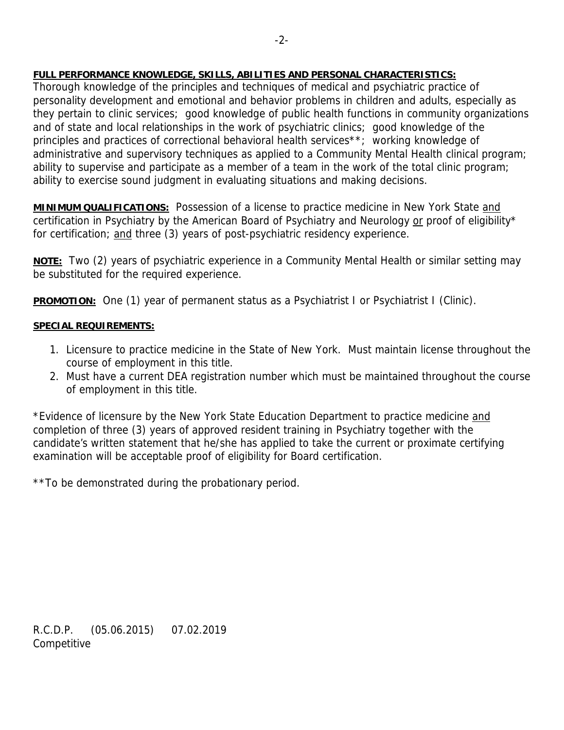**FULL PERFORMANCE KNOWLEDGE, SKILLS, ABILITIES AND PERSONAL CHARACTERISTICS:** Thorough knowledge of the principles and techniques of medical and psychiatric practice of personality development and emotional and behavior problems in children and adults, especially as they pertain to clinic services; good knowledge of public health functions in community organizations and of state and local relationships in the work of psychiatric clinics; good knowledge of the principles and practices of correctional behavioral health services**; working knowledge of administrative and supervisory techniques as applied to a Community Mental Health clinical program; ability to supervise and participate as a member of a team in the work of the total clinic program; ability to exercise sound judgment in evaluating situations and making decisions.

**MINIMUM QUALIFICATIONS:** Possession of a license to practice medicine in New York State and certification in Psychiatry by the American Board of Psychiatry and Neurology or proof of eligibility* for certification; and three (3) years of post-psychiatric residency experience.

**NOTE:** Two (2) years of psychiatric experience in a Community Mental Health or similar setting may be substituted for the required experience.

**PROMOTION:** One (1) year of permanent status as a Psychiatrist I or Psychiatrist I (Clinic).

**SPECIAL REQUIREMENTS:**

1. Licensure to practice medicine in the State of New York. Must maintain license throughout the course of employment in this title.
2. Must have a current DEA registration number which must be maintained throughout the course of employment in this title.

*Evidence of licensure by the New York State Education Department to practice medicine and completion of three (3) years of approved resident training in Psychiatry together with the candidate's written statement that he/she has applied to take the current or proximate certifying examination will be acceptable proof of eligibility for Board certification.

**To be demonstrated during the probationary period.

R.C.D.P. (05.06.2015) 07.02.2019
Competitive